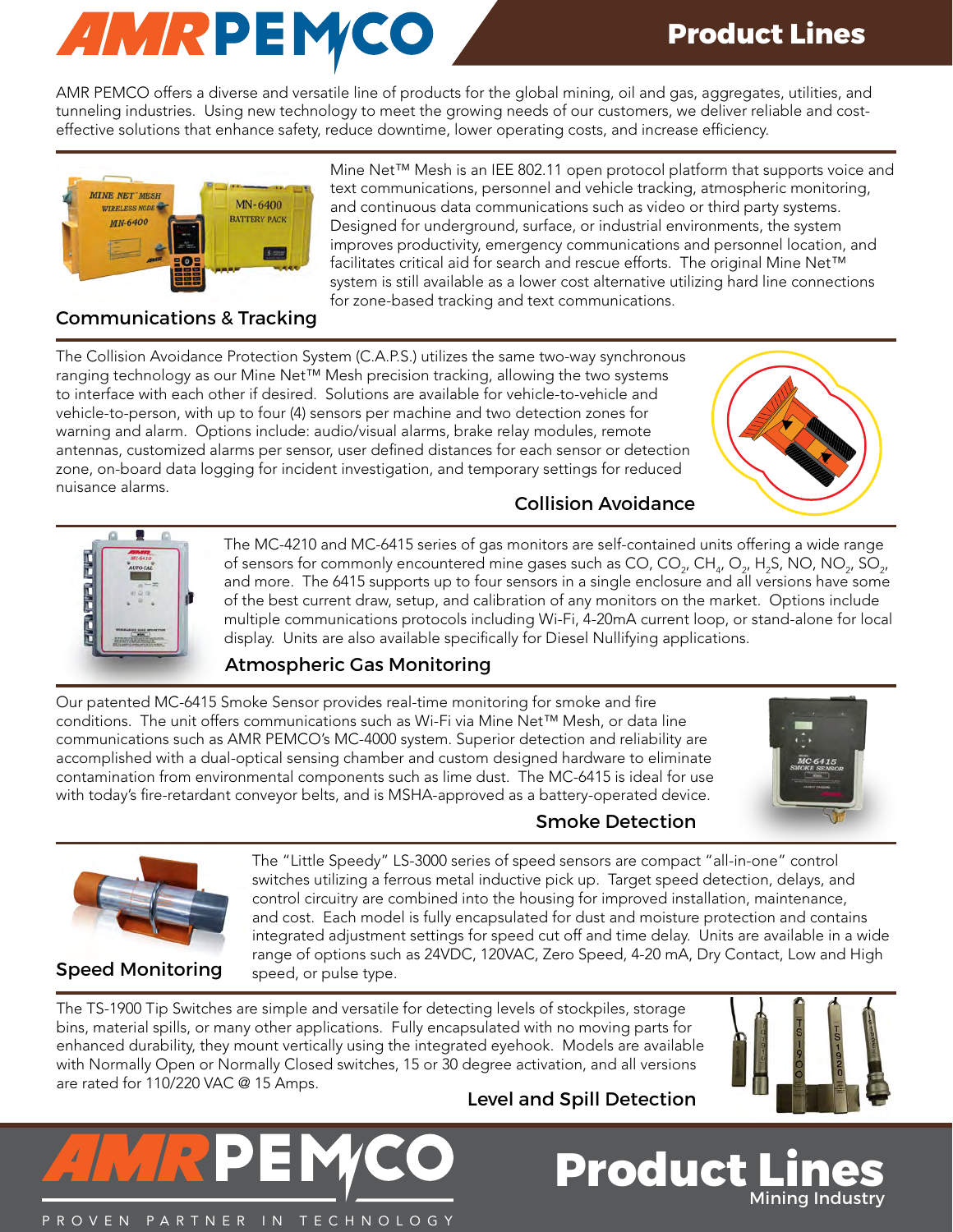# AMR PEMCO

## Product Lines

AMR PEMCO offers a diverse and versatile line of products for the global mining, oil and gas, aggregates, utilities, and tunneling industries. Using new technology to meet the growing needs of our customers, we deliver reliable and cost-effective solutions that enhance safety, reduce downtime, lower operating costs, and increase efficiency.

### Communications & Tracking

Mine Net™ Mesh is an IEE 802.11 open protocol platform that supports voice and text communications, personnel and vehicle tracking, atmospheric monitoring, and continuous data communications such as video or third party systems. Designed for underground, surface, or industrial environments, the system improves productivity, emergency communications and personnel location, and facilitates critical aid for search and rescue efforts. The original Mine Net™ system is still available as a lower cost alternative utilizing hard line connections for zone-based tracking and text communications.

### Collision Avoidance

The Collision Avoidance Protection System (C.A.P.S.) utilizes the same two-way synchronous ranging technology as our Mine Net™ Mesh precision tracking, allowing the two systems to interface with each other if desired. Solutions are available for vehicle-to-vehicle and vehicle-to-person, with up to four (4) sensors per machine and two detection zones for warning and alarm. Options include: audio/visual alarms, brake relay modules, remote antennas, customized alarms per sensor, user defined distances for each sensor or detection zone, on-board data logging for incident investigation, and temporary settings for reduced nuisance alarms.

### Atmospheric Gas Monitoring

The MC-4210 and MC-6415 series of gas monitors are self-contained units offering a wide range of sensors for commonly encountered mine gases such as CO, $CO_2$, $CH_4$, $O_2$, $H_2S$, NO, $NO_2$, $SO_2$, and more. The 6415 supports up to four sensors in a single enclosure and all versions have some of the best current draw, setup, and calibration of any monitors on the market. Options include multiple communications protocols including Wi-Fi, 4-20mA current loop, or stand-alone for local display. Units are also available specifically for Diesel Nullifying applications.

### Smoke Detection

Our patented MC-6415 Smoke Sensor provides real-time monitoring for smoke and fire conditions. The unit offers communications such as Wi-Fi via Mine Net™ Mesh, or data line communications such as AMR PEMCO's MC-4000 system. Superior detection and reliability are accomplished with a dual-optical sensing chamber and custom designed hardware to eliminate contamination from environmental components such as lime dust. The MC-6415 is ideal for use with today's fire-retardant conveyor belts, and is MSHA-approved as a battery-operated device.

### Speed Monitoring

The "Little Speedy" LS-3000 series of speed sensors are compact "all-in-one" control switches utilizing a ferrous metal inductive pick up. Target speed detection, delays, and control circuitry are combined into the housing for improved installation, maintenance, and cost. Each model is fully encapsulated for dust and moisture protection and contains integrated adjustment settings for speed cut off and time delay. Units are available in a wide range of options such as 24VDC, 120VAC, Zero Speed, 4-20 mA, Dry Contact, Low and High speed, or pulse type.

### Level and Spill Detection

The TS-1900 Tip Switches are simple and versatile for detecting levels of stockpiles, storage bins, material spills, or many other applications. Fully encapsulated with no moving parts for enhanced durability, they mount vertically using the integrated eyehook. Models are available with Normally Open or Normally Closed switches, 15 or 30 degree activation, and all versions are rated for 110/220 VAC @ 15 Amps.

AMR PEMCO — PROVEN PARTNER IN TECHNOLOGY

Product Lines — Mining Industry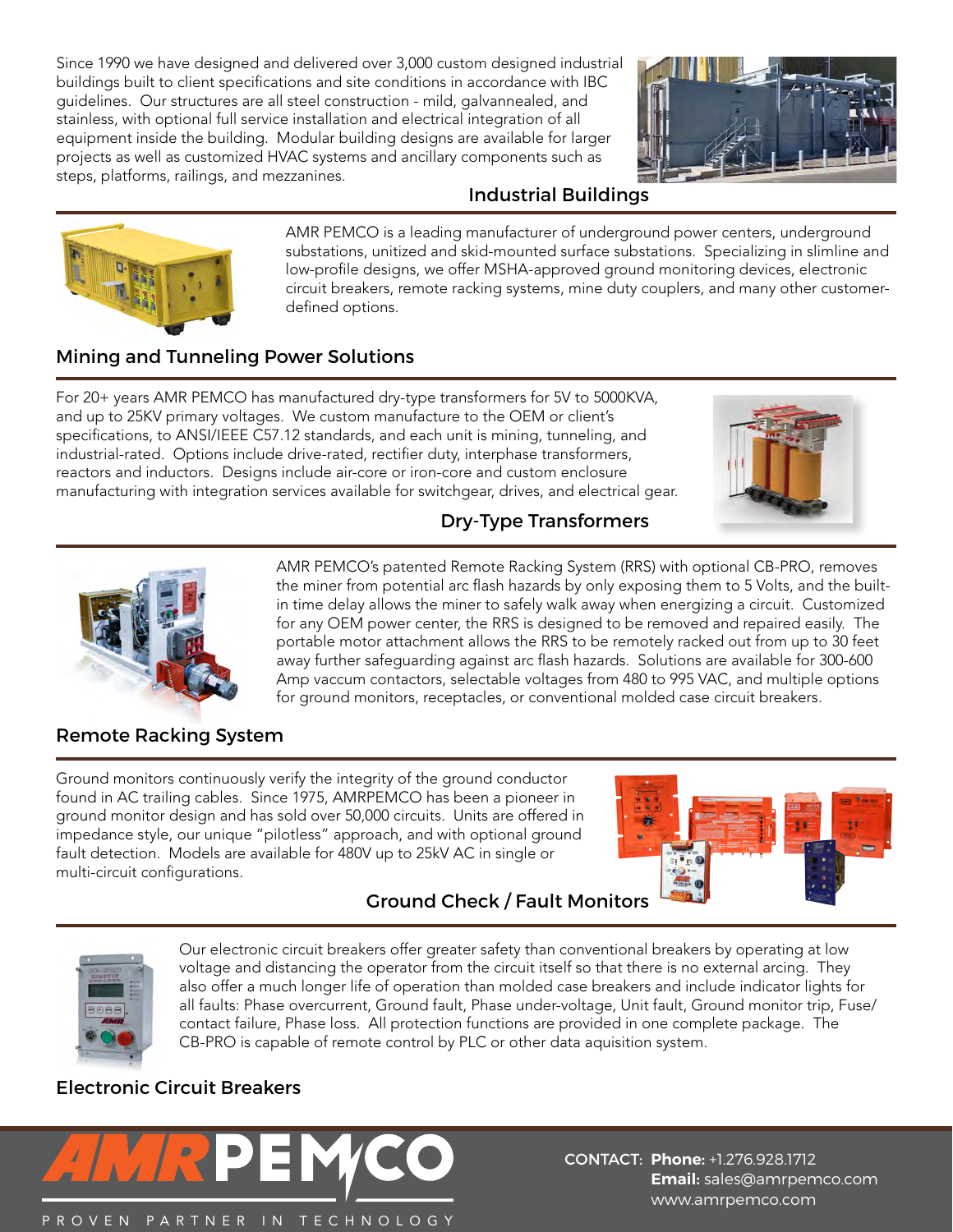Since 1990 we have designed and delivered over 3,000 custom designed industrial buildings built to client specifications and site conditions in accordance with IBC guidelines. Our structures are all steel construction - mild, galvannealed, and stainless, with optional full service installation and electrical integration of all equipment inside the building. Modular building designs are available for larger projects as well as customized HVAC systems and ancillary components such as steps, platforms, railings, and mezzanines.

## Industrial Buildings

AMR PEMCO is a leading manufacturer of underground power centers, underground substations, unitized and skid-mounted surface substations. Specializing in slimline and low-profile designs, we offer MSHA-approved ground monitoring devices, electronic circuit breakers, remote racking systems, mine duty couplers, and many other customer-defined options.

## Mining and Tunneling Power Solutions

For 20+ years AMR PEMCO has manufactured dry-type transformers for 5V to 5000KVA, and up to 25KV primary voltages. We custom manufacture to the OEM or client's specifications, to ANSI/IEEE C57.12 standards, and each unit is mining, tunneling, and industrial-rated. Options include drive-rated, rectifier duty, interphase transformers, reactors and inductors. Designs include air-core or iron-core and custom enclosure manufacturing with integration services available for switchgear, drives, and electrical gear.

## Dry-Type Transformers

AMR PEMCO's patented Remote Racking System (RRS) with optional CB-PRO, removes the miner from potential arc flash hazards by only exposing them to 5 Volts, and the built-in time delay allows the miner to safely walk away when energizing a circuit. Customized for any OEM power center, the RRS is designed to be removed and repaired easily. The portable motor attachment allows the RRS to be remotely racked out from up to 30 feet away further safeguarding against arc flash hazards. Solutions are available for 300-600 Amp vaccum contactors, selectable voltages from 480 to 995 VAC, and multiple options for ground monitors, receptacles, or conventional molded case circuit breakers.

## Remote Racking System

Ground monitors continuously verify the integrity of the ground conductor found in AC trailing cables. Since 1975, AMRPEMCO has been a pioneer in ground monitor design and has sold over 50,000 circuits. Units are offered in impedance style, our unique "pilotless" approach, and with optional ground fault detection. Models are available for 480V up to 25kV AC in single or multi-circuit configurations.

## Ground Check / Fault Monitors

Our electronic circuit breakers offer greater safety than conventional breakers by operating at low voltage and distancing the operator from the circuit itself so that there is no external arcing. They also offer a much longer life of operation than molded case breakers and include indicator lights for all faults: Phase overcurrent, Ground fault, Phase under-voltage, Unit fault, Ground monitor trip, Fuse/contact failure, Phase loss. All protection functions are provided in one complete package. The CB-PRO is capable of remote control by PLC or other data aquisition system.

## Electronic Circuit Breakers

AMRPEMCO

PROVEN PARTNER IN TECHNOLOGY

CONTACT: **Phone:** +1.276.928.1712
**Email:** sales@amrpemco.com
www.amrpemco.com